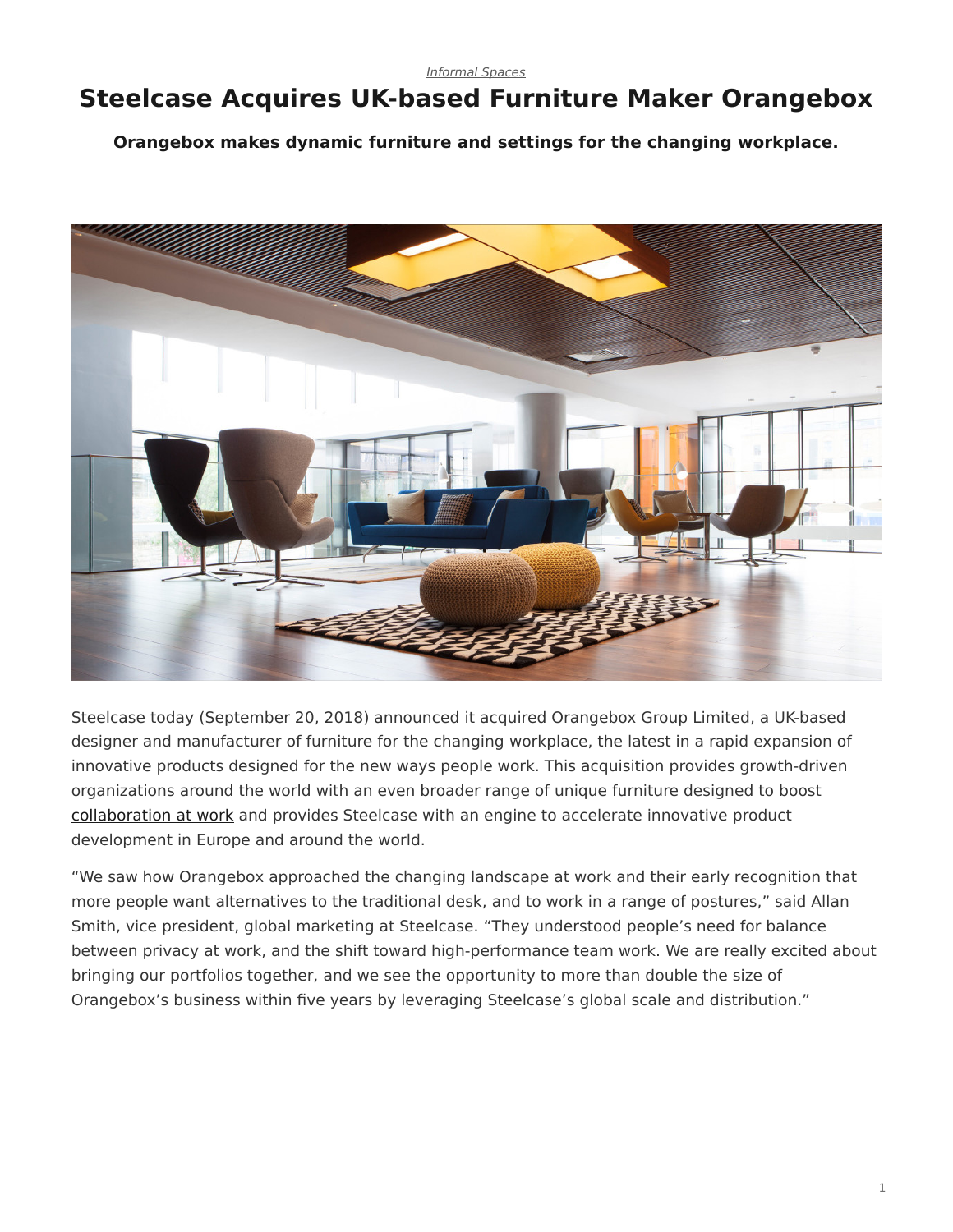*Informal Spaces*

# Steelcase Acquires UK-based Furniture Maker Orangebox

**Orangebox makes dynamic furniture and settings for the changing workplace.**

Steelcase today (September 20, 2018) announced it acquired Orangebox Group Limited, a UK-based designer and manufacturer of furniture for the changing workplace, the latest in a rapid expansion of innovative products designed for the new ways people work. This acquisition provides growth-driven organizations around the world with an even broader range of unique furniture designed to boost collaboration at work and provides Steelcase with an engine to accelerate innovative product development in Europe and around the world.

"We saw how Orangebox approached the changing landscape at work and their early recognition that more people want alternatives to the traditional desk, and to work in a range of postures," said Allan Smith, vice president, global marketing at Steelcase. "They understood people's need for balance between privacy at work, and the shift toward high-performance team work. We are really excited about bringing our portfolios together, and we see the opportunity to more than double the size of Orangebox's business within five years by leveraging Steelcase's global scale and distribution."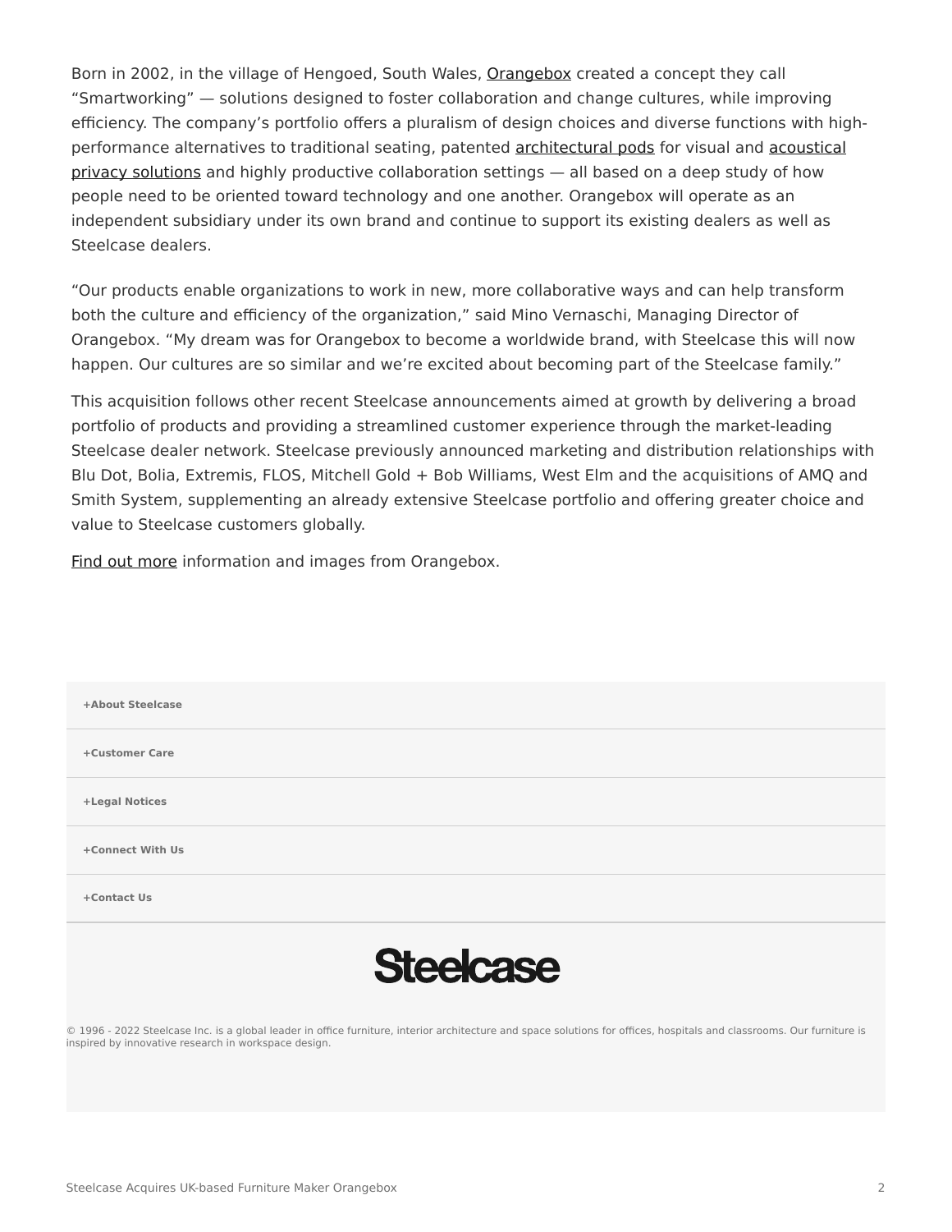Born in 2002, in the village of Hengoed, South Wales, Orangebox created a concept they call “Smartworking” — solutions designed to foster collaboration and change cultures, while improving efficiency. The company’s portfolio offers a pluralism of design choices and diverse functions with high-performance alternatives to traditional seating, patented architectural pods for visual and acoustical privacy solutions and highly productive collaboration settings — all based on a deep study of how people need to be oriented toward technology and one another. Orangebox will operate as an independent subsidiary under its own brand and continue to support its existing dealers as well as Steelcase dealers.

“Our products enable organizations to work in new, more collaborative ways and can help transform both the culture and efficiency of the organization,” said Mino Vernaschi, Managing Director of Orangebox. “My dream was for Orangebox to become a worldwide brand, with Steelcase this will now happen. Our cultures are so similar and we’re excited about becoming part of the Steelcase family.”

This acquisition follows other recent Steelcase announcements aimed at growth by delivering a broad portfolio of products and providing a streamlined customer experience through the market-leading Steelcase dealer network. Steelcase previously announced marketing and distribution relationships with Blu Dot, Bolia, Extremis, FLOS, Mitchell Gold + Bob Williams, West Elm and the acquisitions of AMQ and Smith System, supplementing an already extensive Steelcase portfolio and offering greater choice and value to Steelcase customers globally.

Find out more information and images from Orangebox.

**+About Steelcase**

**+Customer Care**

**+Legal Notices**

**+Connect With Us**

**+Contact Us**

Steelcase

© 1996 - 2022 Steelcase Inc. is a global leader in office furniture, interior architecture and space solutions for offices, hospitals and classrooms. Our furniture is inspired by innovative research in workspace design.